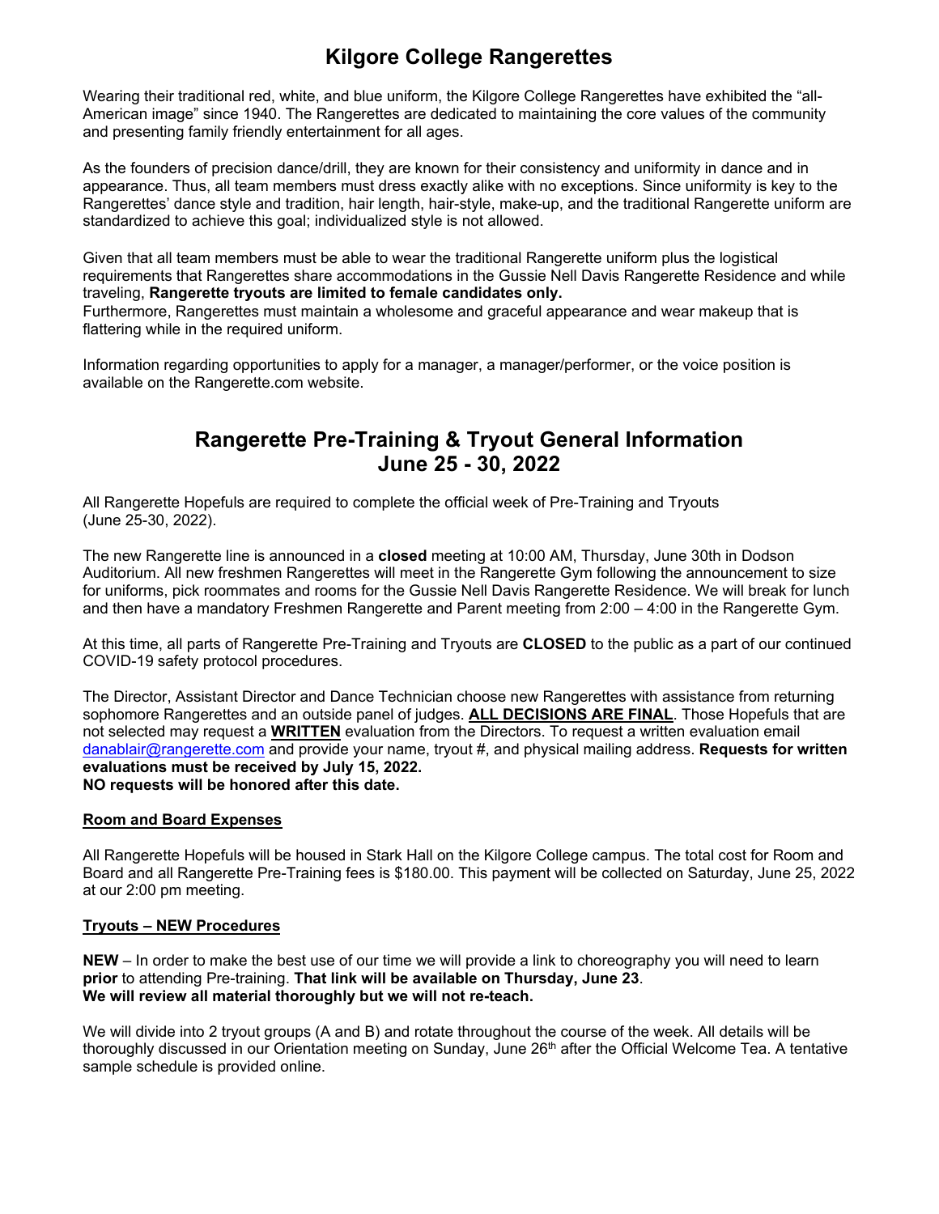# Kilgore College Rangerettes

Wearing their traditional red, white, and blue uniform, the Kilgore College Rangerettes have exhibited the "all-American image" since 1940. The Rangerettes are dedicated to maintaining the core values of the community and presenting family friendly entertainment for all ages.

As the founders of precision dance/drill, they are known for their consistency and uniformity in dance and in appearance. Thus, all team members must dress exactly alike with no exceptions. Since uniformity is key to the Rangerettes' dance style and tradition, hair length, hair-style, make-up, and the traditional Rangerette uniform are standardized to achieve this goal; individualized style is not allowed.

Given that all team members must be able to wear the traditional Rangerette uniform plus the logistical requirements that Rangerettes share accommodations in the Gussie Nell Davis Rangerette Residence and while traveling, **Rangerette tryouts are limited to female candidates only.**
Furthermore, Rangerettes must maintain a wholesome and graceful appearance and wear makeup that is flattering while in the required uniform.

Information regarding opportunities to apply for a manager, a manager/performer, or the voice position is available on the Rangerette.com website.

## Rangerette Pre-Training & Tryout General Information
## June 25 - 30, 2022

All Rangerette Hopefuls are required to complete the official week of Pre-Training and Tryouts (June 25-30, 2022).

The new Rangerette line is announced in a **closed** meeting at 10:00 AM, Thursday, June 30th in Dodson Auditorium. All new freshmen Rangerettes will meet in the Rangerette Gym following the announcement to size for uniforms, pick roommates and rooms for the Gussie Nell Davis Rangerette Residence. We will break for lunch and then have a mandatory Freshmen Rangerette and Parent meeting from 2:00 – 4:00 in the Rangerette Gym.

At this time, all parts of Rangerette Pre-Training and Tryouts are **CLOSED** to the public as a part of our continued COVID-19 safety protocol procedures.

The Director, Assistant Director and Dance Technician choose new Rangerettes with assistance from returning sophomore Rangerettes and an outside panel of judges. **ALL DECISIONS ARE FINAL**. Those Hopefuls that are not selected may request a **WRITTEN** evaluation from the Directors. To request a written evaluation email danablair@rangerette.com and provide your name, tryout #, and physical mailing address. **Requests for written evaluations must be received by July 15, 2022.**
**NO requests will be honored after this date.**

### Room and Board Expenses

All Rangerette Hopefuls will be housed in Stark Hall on the Kilgore College campus. The total cost for Room and Board and all Rangerette Pre-Training fees is $180.00. This payment will be collected on Saturday, June 25, 2022 at our 2:00 pm meeting.

### Tryouts – NEW Procedures

**NEW** – In order to make the best use of our time we will provide a link to choreography you will need to learn **prior** to attending Pre-training. **That link will be available on Thursday, June 23**.
**We will review all material thoroughly but we will not re-teach.**

We will divide into 2 tryout groups (A and B) and rotate throughout the course of the week. All details will be thoroughly discussed in our Orientation meeting on Sunday, June 26th after the Official Welcome Tea. A tentative sample schedule is provided online.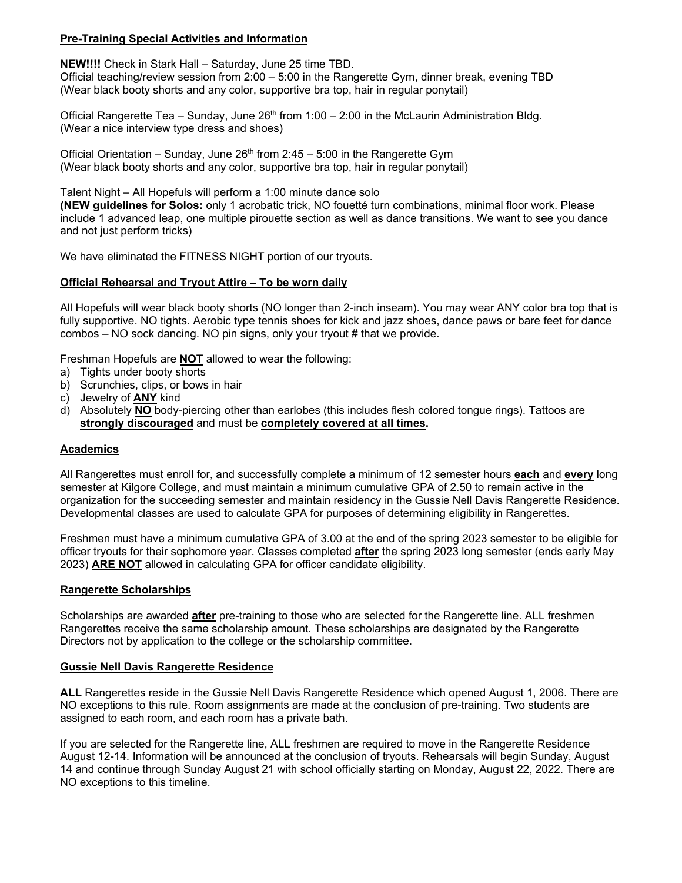**Pre-Training Special Activities and Information**

**NEW!!!!** Check in Stark Hall – Saturday, June 25 time TBD.
Official teaching/review session from 2:00 – 5:00 in the Rangerette Gym, dinner break, evening TBD
(Wear black booty shorts and any color, supportive bra top, hair in regular ponytail)

Official Rangerette Tea – Sunday, June 26th from 1:00 – 2:00 in the McLaurin Administration Bldg.
(Wear a nice interview type dress and shoes)

Official Orientation – Sunday, June 26th from 2:45 – 5:00 in the Rangerette Gym
(Wear black booty shorts and any color, supportive bra top, hair in regular ponytail)

Talent Night – All Hopefuls will perform a 1:00 minute dance solo
**(NEW guidelines for Solos:** only 1 acrobatic trick, NO fouetté turn combinations, minimal floor work. Please include 1 advanced leap, one multiple pirouette section as well as dance transitions. We want to see you dance and not just perform tricks)

We have eliminated the FITNESS NIGHT portion of our tryouts.

**Official Rehearsal and Tryout Attire – To be worn daily**

All Hopefuls will wear black booty shorts (NO longer than 2-inch inseam). You may wear ANY color bra top that is fully supportive. NO tights. Aerobic type tennis shoes for kick and jazz shoes, dance paws or bare feet for dance combos – NO sock dancing. NO pin signs, only your tryout # that we provide.

Freshman Hopefuls are **NOT** allowed to wear the following:
a) Tights under booty shorts
b) Scrunchies, clips, or bows in hair
c) Jewelry of **ANY** kind
d) Absolutely **NO** body-piercing other than earlobes (this includes flesh colored tongue rings). Tattoos are **strongly discouraged** and must be **completely covered at all times.**

**Academics**

All Rangerettes must enroll for, and successfully complete a minimum of 12 semester hours **each** and **every** long semester at Kilgore College, and must maintain a minimum cumulative GPA of 2.50 to remain active in the organization for the succeeding semester and maintain residency in the Gussie Nell Davis Rangerette Residence. Developmental classes are used to calculate GPA for purposes of determining eligibility in Rangerettes.

Freshmen must have a minimum cumulative GPA of 3.00 at the end of the spring 2023 semester to be eligible for officer tryouts for their sophomore year. Classes completed **after** the spring 2023 long semester (ends early May 2023) **ARE NOT** allowed in calculating GPA for officer candidate eligibility.

**Rangerette Scholarships**

Scholarships are awarded **after** pre-training to those who are selected for the Rangerette line. ALL freshmen Rangerettes receive the same scholarship amount. These scholarships are designated by the Rangerette Directors not by application to the college or the scholarship committee.

**Gussie Nell Davis Rangerette Residence**

**ALL** Rangerettes reside in the Gussie Nell Davis Rangerette Residence which opened August 1, 2006. There are NO exceptions to this rule. Room assignments are made at the conclusion of pre-training. Two students are assigned to each room, and each room has a private bath.

If you are selected for the Rangerette line, ALL freshmen are required to move in the Rangerette Residence August 12-14. Information will be announced at the conclusion of tryouts. Rehearsals will begin Sunday, August 14 and continue through Sunday August 21 with school officially starting on Monday, August 22, 2022. There are NO exceptions to this timeline.